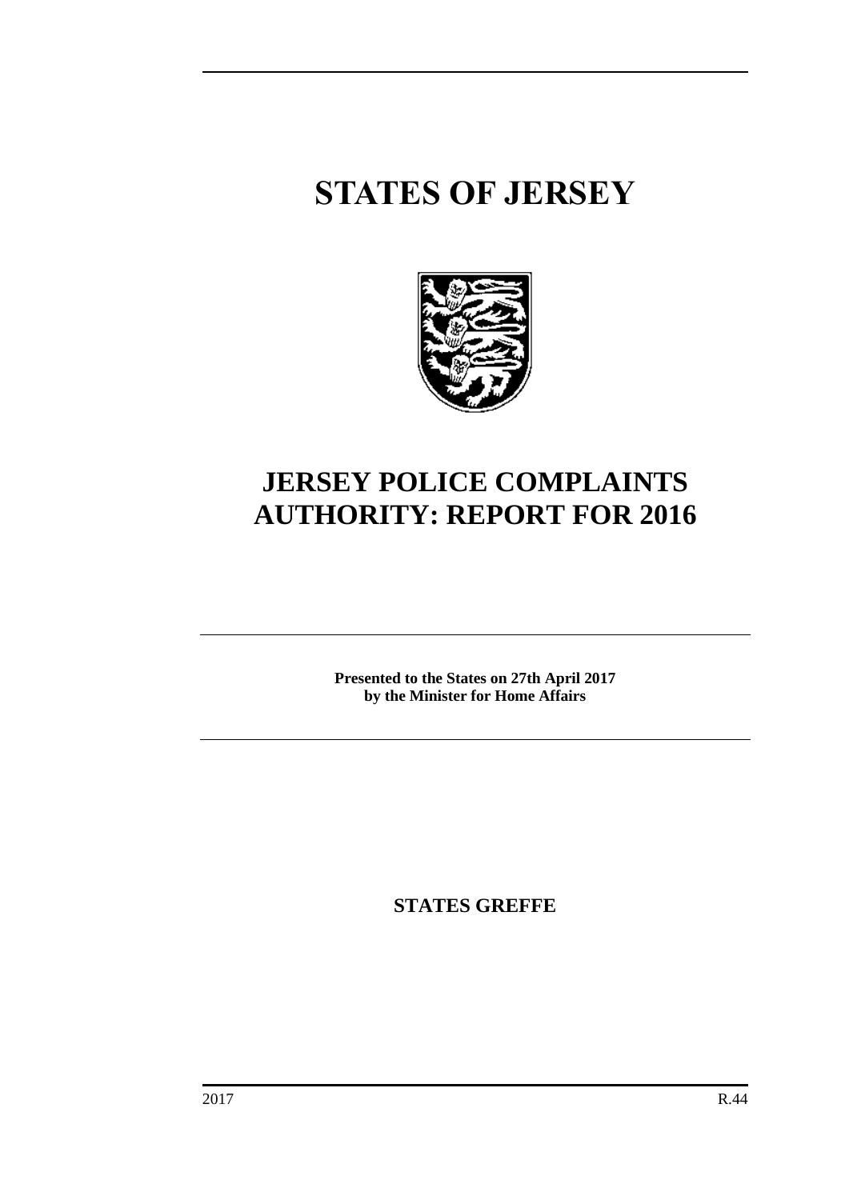# STATES OF JERSEY

# JERSEY POLICE COMPLAINTS AUTHORITY: REPORT FOR 2016

**Presented to the States on 27th April 2017**
**by the Minister for Home Affairs**

**STATES GREFFE**

2017 R.44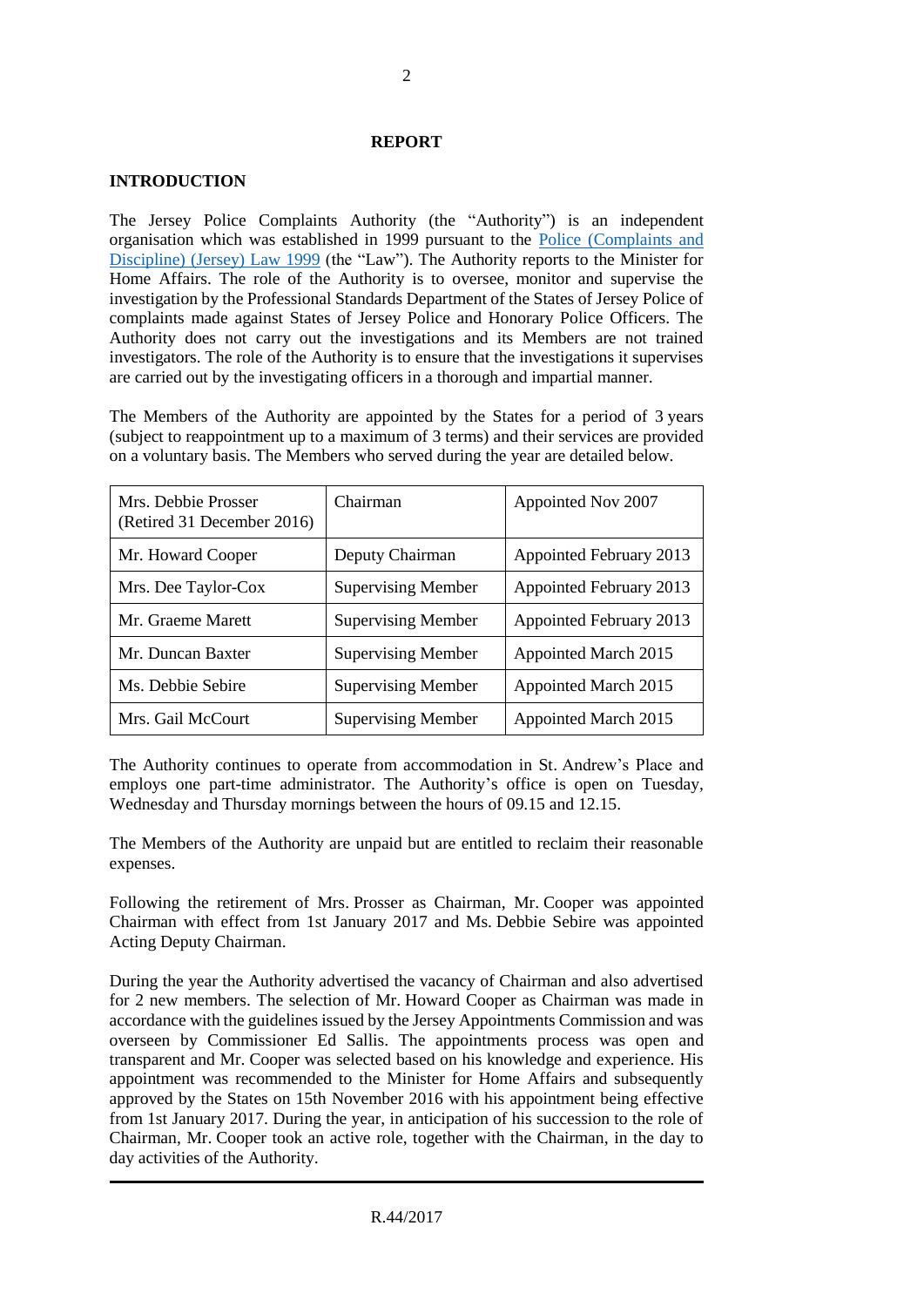## REPORT

### INTRODUCTION

The Jersey Police Complaints Authority (the "Authority") is an independent organisation which was established in 1999 pursuant to the Police (Complaints and Discipline) (Jersey) Law 1999 (the "Law"). The Authority reports to the Minister for Home Affairs. The role of the Authority is to oversee, monitor and supervise the investigation by the Professional Standards Department of the States of Jersey Police of complaints made against States of Jersey Police and Honorary Police Officers. The Authority does not carry out the investigations and its Members are not trained investigators. The role of the Authority is to ensure that the investigations it supervises are carried out by the investigating officers in a thorough and impartial manner.

The Members of the Authority are appointed by the States for a period of 3 years (subject to reappointment up to a maximum of 3 terms) and their services are provided on a voluntary basis. The Members who served during the year are detailed below.

| | | |
|---|---|---|
| Mrs. Debbie Prosser (Retired 31 December 2016) | Chairman | Appointed Nov 2007 |
| Mr. Howard Cooper | Deputy Chairman | Appointed February 2013 |
| Mrs. Dee Taylor-Cox | Supervising Member | Appointed February 2013 |
| Mr. Graeme Marett | Supervising Member | Appointed February 2013 |
| Mr. Duncan Baxter | Supervising Member | Appointed March 2015 |
| Ms. Debbie Sebire | Supervising Member | Appointed March 2015 |
| Mrs. Gail McCourt | Supervising Member | Appointed March 2015 |

The Authority continues to operate from accommodation in St. Andrew's Place and employs one part-time administrator. The Authority's office is open on Tuesday, Wednesday and Thursday mornings between the hours of 09.15 and 12.15.

The Members of the Authority are unpaid but are entitled to reclaim their reasonable expenses.

Following the retirement of Mrs. Prosser as Chairman, Mr. Cooper was appointed Chairman with effect from 1st January 2017 and Ms. Debbie Sebire was appointed Acting Deputy Chairman.

During the year the Authority advertised the vacancy of Chairman and also advertised for 2 new members. The selection of Mr. Howard Cooper as Chairman was made in accordance with the guidelines issued by the Jersey Appointments Commission and was overseen by Commissioner Ed Sallis. The appointments process was open and transparent and Mr. Cooper was selected based on his knowledge and experience. His appointment was recommended to the Minister for Home Affairs and subsequently approved by the States on 15th November 2016 with his appointment being effective from 1st January 2017. During the year, in anticipation of his succession to the role of Chairman, Mr. Cooper took an active role, together with the Chairman, in the day to day activities of the Authority.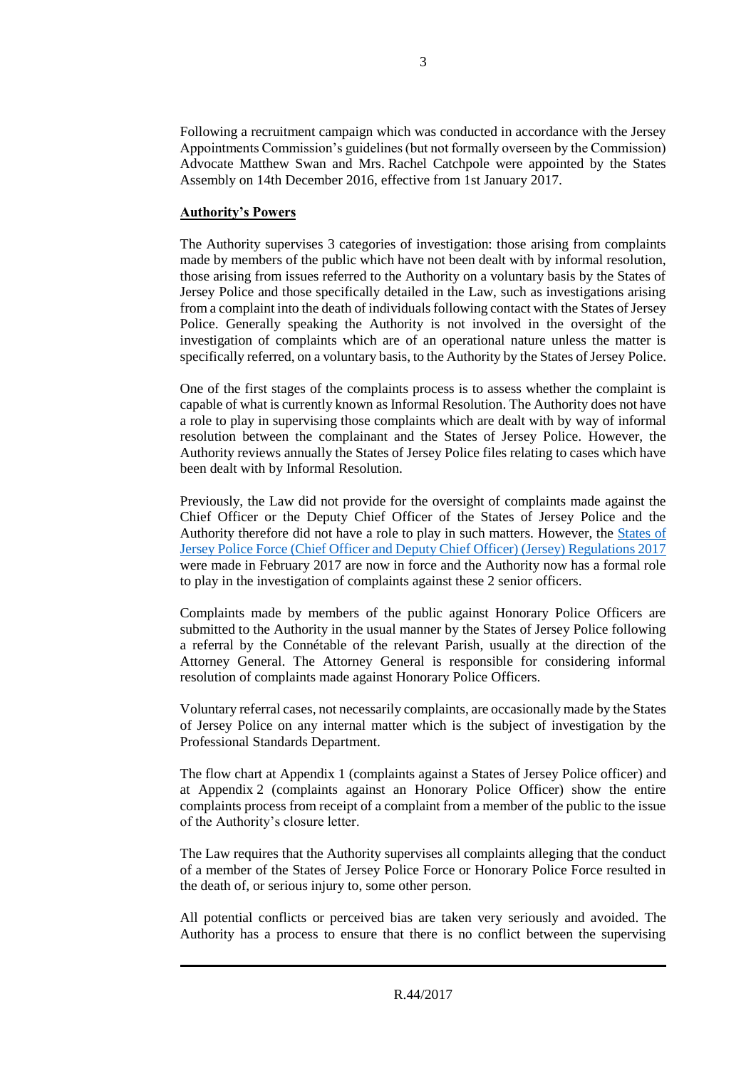Following a recruitment campaign which was conducted in accordance with the Jersey Appointments Commission's guidelines (but not formally overseen by the Commission) Advocate Matthew Swan and Mrs. Rachel Catchpole were appointed by the States Assembly on 14th December 2016, effective from 1st January 2017.

**Authority's Powers**

The Authority supervises 3 categories of investigation: those arising from complaints made by members of the public which have not been dealt with by informal resolution, those arising from issues referred to the Authority on a voluntary basis by the States of Jersey Police and those specifically detailed in the Law, such as investigations arising from a complaint into the death of individuals following contact with the States of Jersey Police. Generally speaking the Authority is not involved in the oversight of the investigation of complaints which are of an operational nature unless the matter is specifically referred, on a voluntary basis, to the Authority by the States of Jersey Police.

One of the first stages of the complaints process is to assess whether the complaint is capable of what is currently known as Informal Resolution. The Authority does not have a role to play in supervising those complaints which are dealt with by way of informal resolution between the complainant and the States of Jersey Police. However, the Authority reviews annually the States of Jersey Police files relating to cases which have been dealt with by Informal Resolution.

Previously, the Law did not provide for the oversight of complaints made against the Chief Officer or the Deputy Chief Officer of the States of Jersey Police and the Authority therefore did not have a role to play in such matters. However, the States of Jersey Police Force (Chief Officer and Deputy Chief Officer) (Jersey) Regulations 2017 were made in February 2017 are now in force and the Authority now has a formal role to play in the investigation of complaints against these 2 senior officers.

Complaints made by members of the public against Honorary Police Officers are submitted to the Authority in the usual manner by the States of Jersey Police following a referral by the Connétable of the relevant Parish, usually at the direction of the Attorney General. The Attorney General is responsible for considering informal resolution of complaints made against Honorary Police Officers.

Voluntary referral cases, not necessarily complaints, are occasionally made by the States of Jersey Police on any internal matter which is the subject of investigation by the Professional Standards Department.

The flow chart at Appendix 1 (complaints against a States of Jersey Police officer) and at Appendix 2 (complaints against an Honorary Police Officer) show the entire complaints process from receipt of a complaint from a member of the public to the issue of the Authority's closure letter.

The Law requires that the Authority supervises all complaints alleging that the conduct of a member of the States of Jersey Police Force or Honorary Police Force resulted in the death of, or serious injury to, some other person.

All potential conflicts or perceived bias are taken very seriously and avoided. The Authority has a process to ensure that there is no conflict between the supervising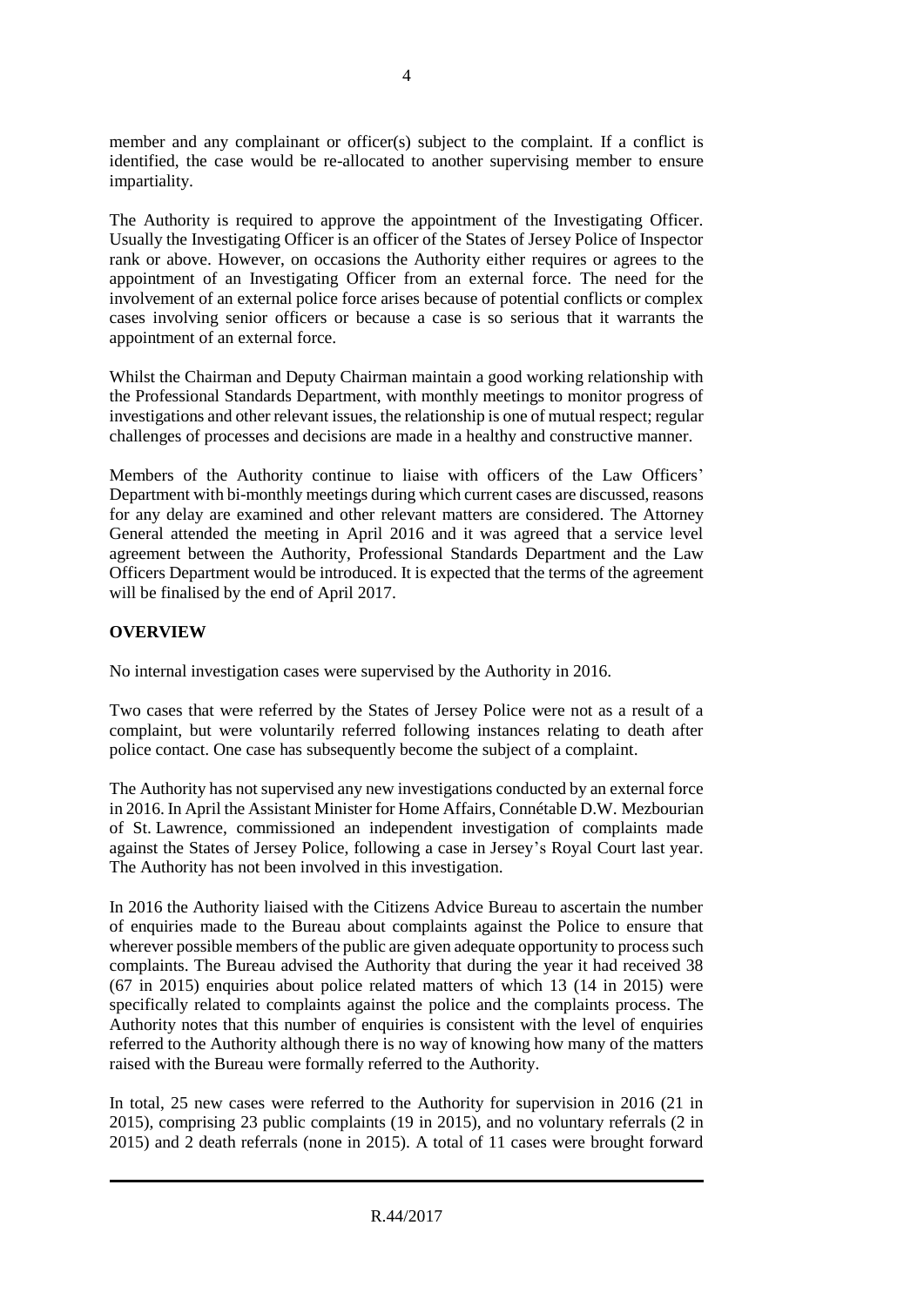member and any complainant or officer(s) subject to the complaint. If a conflict is identified, the case would be re-allocated to another supervising member to ensure impartiality.

The Authority is required to approve the appointment of the Investigating Officer. Usually the Investigating Officer is an officer of the States of Jersey Police of Inspector rank or above. However, on occasions the Authority either requires or agrees to the appointment of an Investigating Officer from an external force. The need for the involvement of an external police force arises because of potential conflicts or complex cases involving senior officers or because a case is so serious that it warrants the appointment of an external force.

Whilst the Chairman and Deputy Chairman maintain a good working relationship with the Professional Standards Department, with monthly meetings to monitor progress of investigations and other relevant issues, the relationship is one of mutual respect; regular challenges of processes and decisions are made in a healthy and constructive manner.

Members of the Authority continue to liaise with officers of the Law Officers' Department with bi-monthly meetings during which current cases are discussed, reasons for any delay are examined and other relevant matters are considered. The Attorney General attended the meeting in April 2016 and it was agreed that a service level agreement between the Authority, Professional Standards Department and the Law Officers Department would be introduced. It is expected that the terms of the agreement will be finalised by the end of April 2017.

**OVERVIEW**

No internal investigation cases were supervised by the Authority in 2016.

Two cases that were referred by the States of Jersey Police were not as a result of a complaint, but were voluntarily referred following instances relating to death after police contact. One case has subsequently become the subject of a complaint.

The Authority has not supervised any new investigations conducted by an external force in 2016. In April the Assistant Minister for Home Affairs, Connétable D.W. Mezbourian of St. Lawrence, commissioned an independent investigation of complaints made against the States of Jersey Police, following a case in Jersey's Royal Court last year. The Authority has not been involved in this investigation.

In 2016 the Authority liaised with the Citizens Advice Bureau to ascertain the number of enquiries made to the Bureau about complaints against the Police to ensure that wherever possible members of the public are given adequate opportunity to process such complaints. The Bureau advised the Authority that during the year it had received 38 (67 in 2015) enquiries about police related matters of which 13 (14 in 2015) were specifically related to complaints against the police and the complaints process. The Authority notes that this number of enquiries is consistent with the level of enquiries referred to the Authority although there is no way of knowing how many of the matters raised with the Bureau were formally referred to the Authority.

In total, 25 new cases were referred to the Authority for supervision in 2016 (21 in 2015), comprising 23 public complaints (19 in 2015), and no voluntary referrals (2 in 2015) and 2 death referrals (none in 2015). A total of 11 cases were brought forward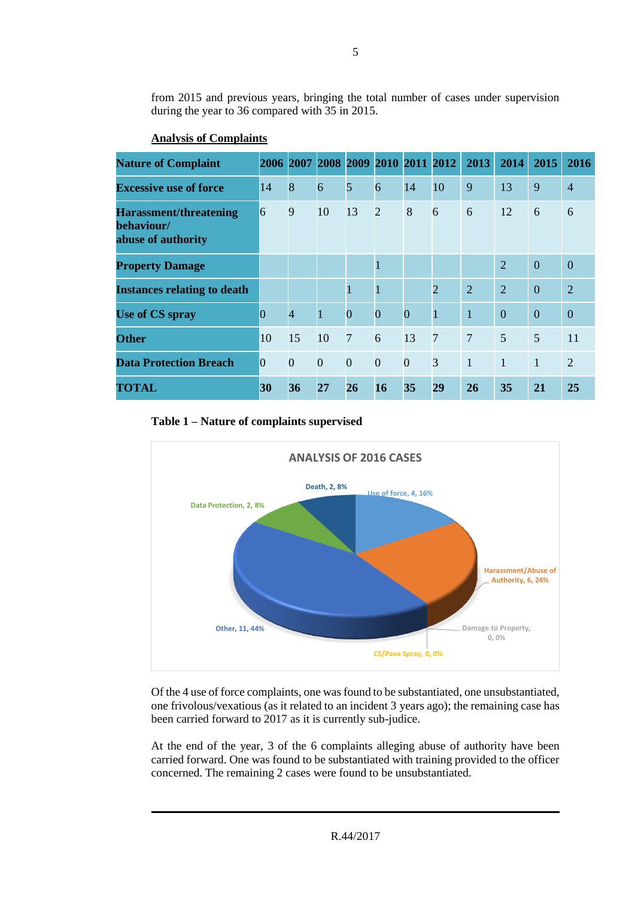from 2015 and previous years, bringing the total number of cases under supervision during the year to 36 compared with 35 in 2015.

**Analysis of Complaints**

| Nature of Complaint | 2006 | 2007 | 2008 | 2009 | 2010 | 2011 | 2012 | 2013 | 2014 | 2015 | 2016 |
|---|---|---|---|---|---|---|---|---|---|---|---|
| **Excessive use of force** | 14 | 8 | 6 | 5 | 6 | 14 | 10 | 9 | 13 | 9 | 4 |
| **Harassment/threatening behaviour/ abuse of authority** | 6 | 9 | 10 | 13 | 2 | 8 | 6 | 6 | 12 | 6 | 6 |
| **Property Damage** | | | | | 1 | | | | 2 | 0 | 0 |
| **Instances relating to death** | | | | 1 | 1 | | 2 | 2 | 2 | 0 | 2 |
| **Use of CS spray** | 0 | 4 | 1 | 0 | 0 | 0 | 1 | 1 | 0 | 0 | 0 |
| **Other** | 10 | 15 | 10 | 7 | 6 | 13 | 7 | 7 | 5 | 5 | 11 |
| **Data Protection Breach** | 0 | 0 | 0 | 0 | 0 | 0 | 3 | 1 | 1 | 1 | 2 |
| **TOTAL** | **30** | **36** | **27** | **26** | **16** | **35** | **29** | **26** | **35** | **21** | **25** |

**Table 1 – Nature of complaints supervised**

ANALYSIS OF 2016 CASES

- Use of force, 4, 16%
- Harassment/Abuse of Authority, 6, 24%
- Damage to Property, 0, 0%
- CS/Pava Spray, 0, 0%
- Other, 11, 44%
- Data Protection, 2, 8%
- Death, 2, 8%

Of the 4 use of force complaints, one was found to be substantiated, one unsubstantiated, one frivolous/vexatious (as it related to an incident 3 years ago); the remaining case has been carried forward to 2017 as it is currently sub-judice.

At the end of the year, 3 of the 6 complaints alleging abuse of authority have been carried forward. One was found to be substantiated with training provided to the officer concerned. The remaining 2 cases were found to be unsubstantiated.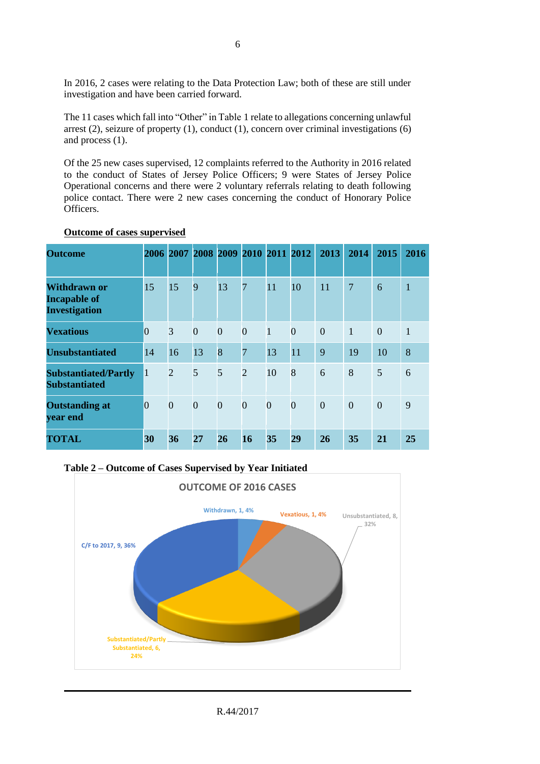In 2016, 2 cases were relating to the Data Protection Law; both of these are still under investigation and have been carried forward.

The 11 cases which fall into "Other" in Table 1 relate to allegations concerning unlawful arrest (2), seizure of property (1), conduct (1), concern over criminal investigations (6) and process (1).

Of the 25 new cases supervised, 12 complaints referred to the Authority in 2016 related to the conduct of States of Jersey Police Officers; 9 were States of Jersey Police Operational concerns and there were 2 voluntary referrals relating to death following police contact. There were 2 new cases concerning the conduct of Honorary Police Officers.

**Outcome of cases supervised**

| Outcome | 2006 | 2007 | 2008 | 2009 | 2010 | 2011 | 2012 | 2013 | 2014 | 2015 | 2016 |
|---|---|---|---|---|---|---|---|---|---|---|---|
| **Withdrawn or Incapable of Investigation** | 15 | 15 | 9 | 13 | 7 | 11 | 10 | 11 | 7 | 6 | 1 |
| **Vexatious** | 0 | 3 | 0 | 0 | 0 | 1 | 0 | 0 | 1 | 0 | 1 |
| **Unsubstantiated** | 14 | 16 | 13 | 8 | 7 | 13 | 11 | 9 | 19 | 10 | 8 |
| **Substantiated/Partly Substantiated** | 1 | 2 | 5 | 5 | 2 | 10 | 8 | 6 | 8 | 5 | 6 |
| **Outstanding at year end** | 0 | 0 | 0 | 0 | 0 | 0 | 0 | 0 | 0 | 0 | 9 |
| **TOTAL** | **30** | **36** | **27** | **26** | **16** | **35** | **29** | **26** | **35** | **21** | **25** |

**Table 2 – Outcome of Cases Supervised by Year Initiated**

OUTCOME OF 2016 CASES

Withdrawn, 1, 4%
Vexatious, 1, 4%
Unsubstantiated, 8, 32%
Substantiated/Partly Substantiated, 6, 24%
C/F to 2017, 9, 36%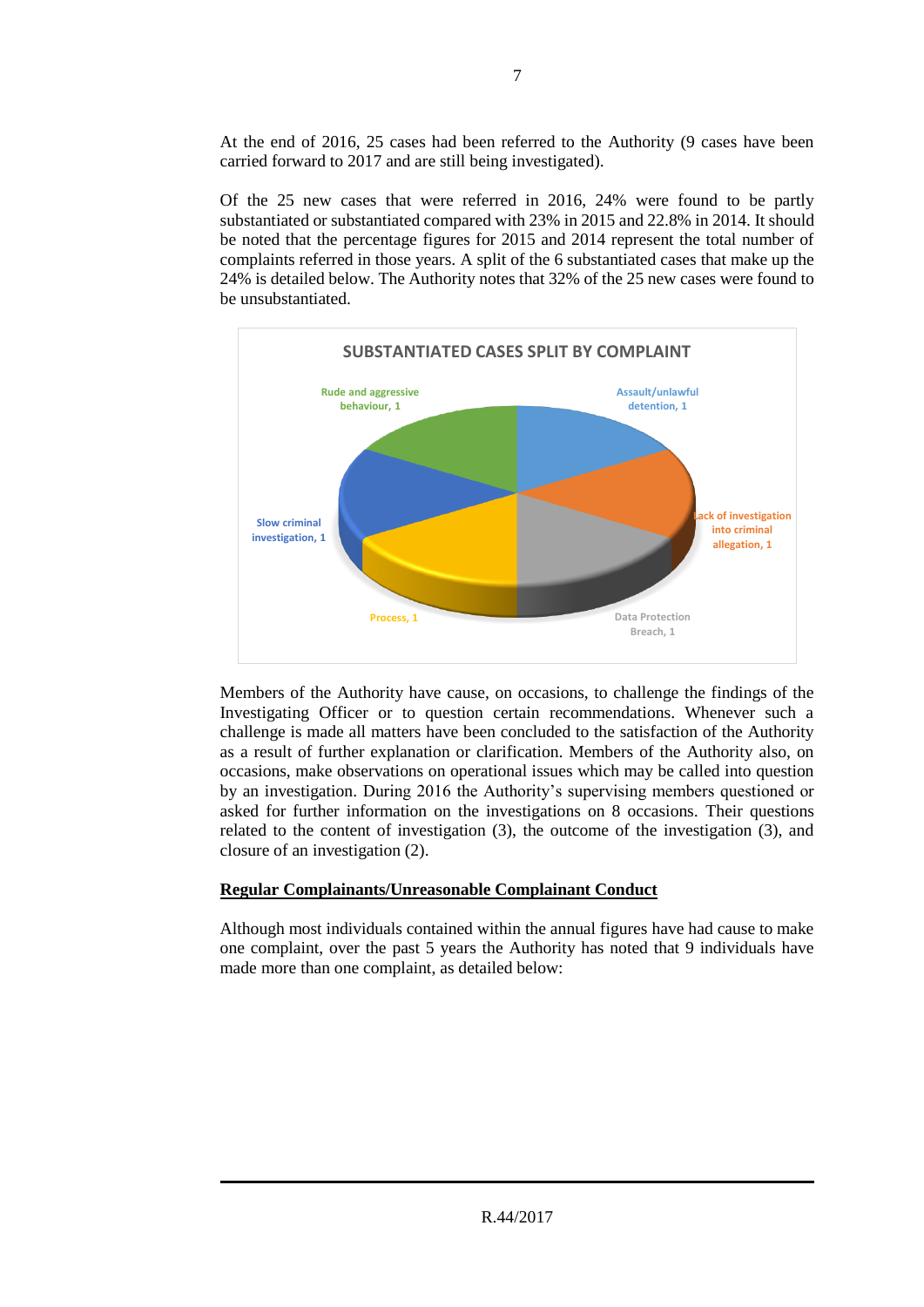At the end of 2016, 25 cases had been referred to the Authority (9 cases have been carried forward to 2017 and are still being investigated).

Of the 25 new cases that were referred in 2016, 24% were found to be partly substantiated or substantiated compared with 23% in 2015 and 22.8% in 2014. It should be noted that the percentage figures for 2015 and 2014 represent the total number of complaints referred in those years. A split of the 6 substantiated cases that make up the 24% is detailed below. The Authority notes that 32% of the 25 new cases were found to be unsubstantiated.

**SUBSTANTIATED CASES SPLIT BY COMPLAINT**

| Complaint | Cases |
|---|---|
| Assault/unlawful detention | 1 |
| Lack of investigation into criminal allegation | 1 |
| Data Protection Breach | 1 |
| Process | 1 |
| Slow criminal investigation | 1 |
| Rude and aggressive behaviour | 1 |

Members of the Authority have cause, on occasions, to challenge the findings of the Investigating Officer or to question certain recommendations. Whenever such a challenge is made all matters have been concluded to the satisfaction of the Authority as a result of further explanation or clarification. Members of the Authority also, on occasions, make observations on operational issues which may be called into question by an investigation. During 2016 the Authority's supervising members questioned or asked for further information on the investigations on 8 occasions. Their questions related to the content of investigation (3), the outcome of the investigation (3), and closure of an investigation (2).

**<u>Regular Complainants/Unreasonable Complainant Conduct</u>**

Although most individuals contained within the annual figures have had cause to make one complaint, over the past 5 years the Authority has noted that 9 individuals have made more than one complaint, as detailed below: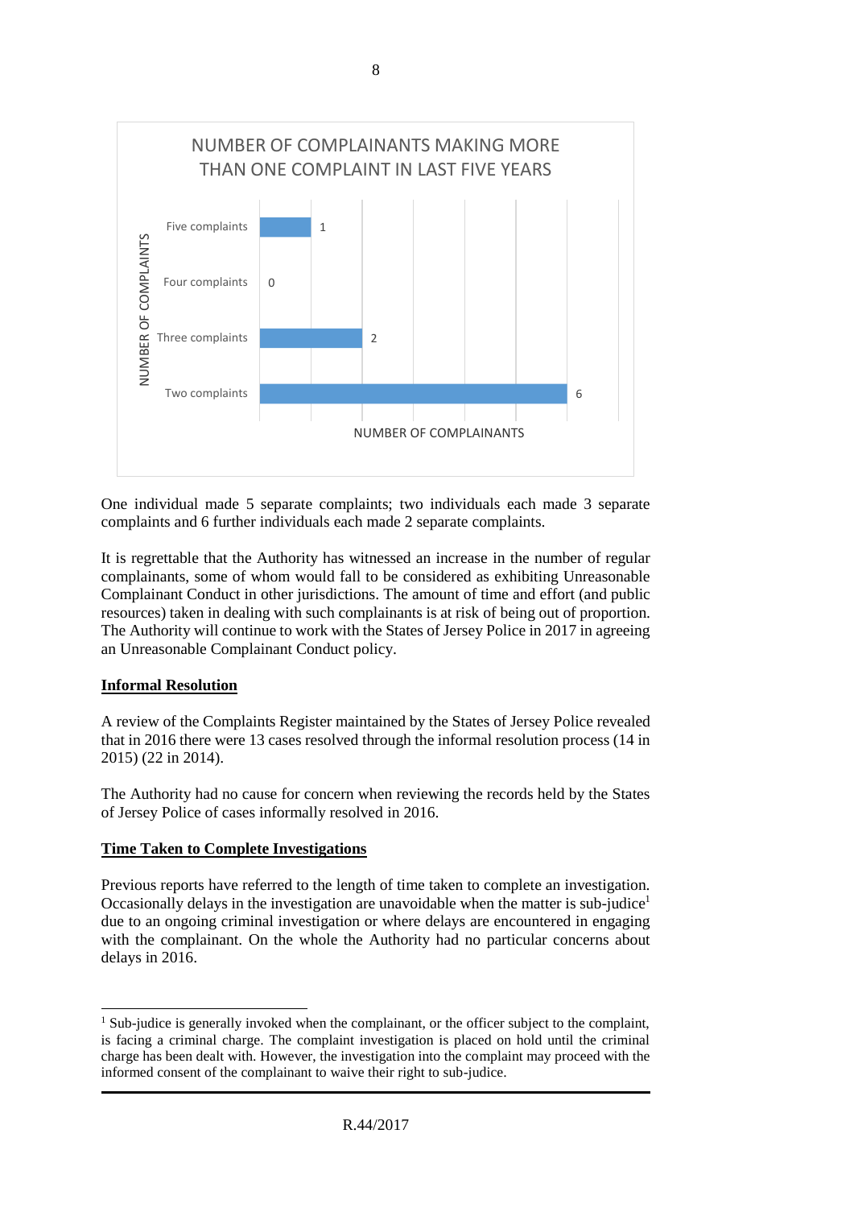**NUMBER OF COMPLAINANTS MAKING MORE THAN ONE COMPLAINT IN LAST FIVE YEARS**

| NUMBER OF COMPLAINTS | NUMBER OF COMPLAINANTS |
| --- | --- |
| Five complaints | 1 |
| Four complaints | 0 |
| Three complaints | 2 |
| Two complaints | 6 |

One individual made 5 separate complaints; two individuals each made 3 separate complaints and 6 further individuals each made 2 separate complaints.

It is regrettable that the Authority has witnessed an increase in the number of regular complainants, some of whom would fall to be considered as exhibiting Unreasonable Complainant Conduct in other jurisdictions. The amount of time and effort (and public resources) taken in dealing with such complainants is at risk of being out of proportion. The Authority will continue to work with the States of Jersey Police in 2017 in agreeing an Unreasonable Complainant Conduct policy.

**Informal Resolution**

A review of the Complaints Register maintained by the States of Jersey Police revealed that in 2016 there were 13 cases resolved through the informal resolution process (14 in 2015) (22 in 2014).

The Authority had no cause for concern when reviewing the records held by the States of Jersey Police of cases informally resolved in 2016.

**Time Taken to Complete Investigations**

Previous reports have referred to the length of time taken to complete an investigation. Occasionally delays in the investigation are unavoidable when the matter is sub-judice[1] due to an ongoing criminal investigation or where delays are encountered in engaging with the complainant. On the whole the Authority had no particular concerns about delays in 2016.

[1] Sub-judice is generally invoked when the complainant, or the officer subject to the complaint, is facing a criminal charge. The complaint investigation is placed on hold until the criminal charge has been dealt with. However, the investigation into the complaint may proceed with the informed consent of the complainant to waive their right to sub-judice.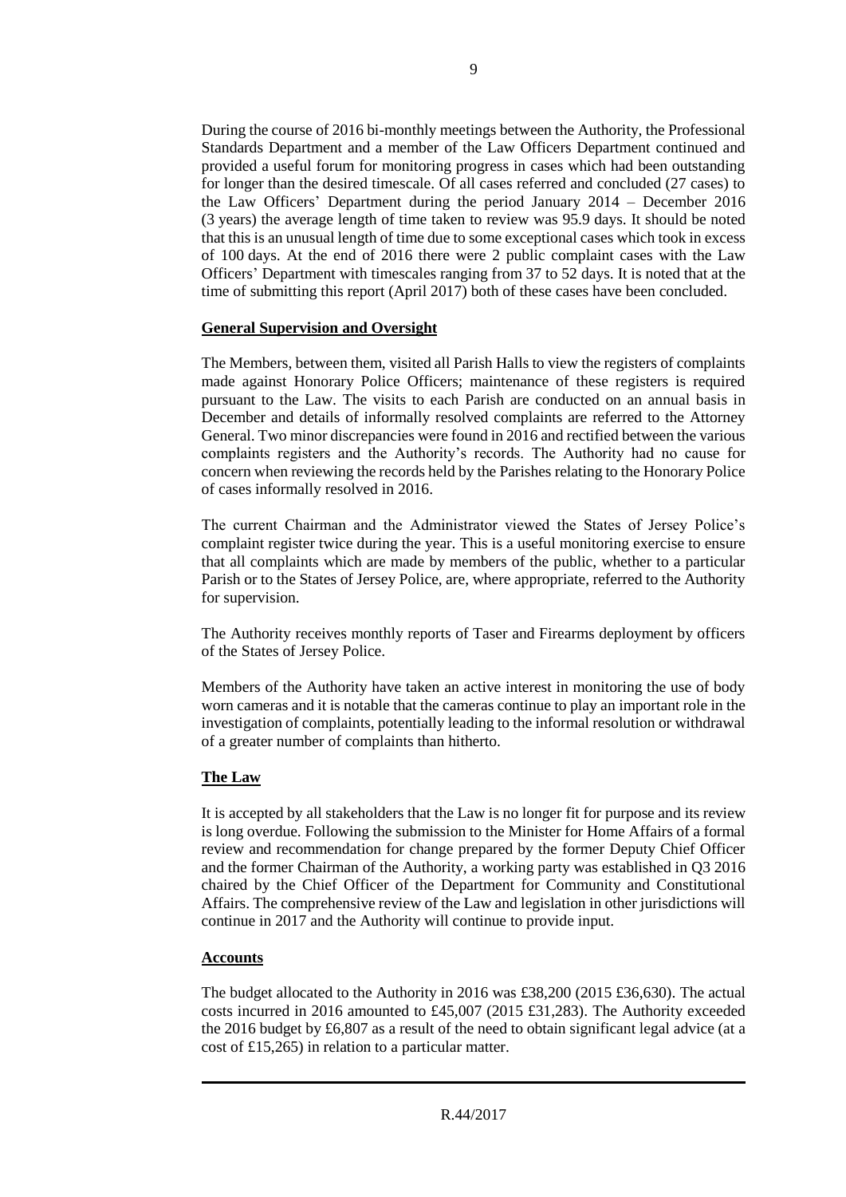During the course of 2016 bi-monthly meetings between the Authority, the Professional Standards Department and a member of the Law Officers Department continued and provided a useful forum for monitoring progress in cases which had been outstanding for longer than the desired timescale. Of all cases referred and concluded (27 cases) to the Law Officers' Department during the period January 2014 – December 2016 (3 years) the average length of time taken to review was 95.9 days. It should be noted that this is an unusual length of time due to some exceptional cases which took in excess of 100 days. At the end of 2016 there were 2 public complaint cases with the Law Officers' Department with timescales ranging from 37 to 52 days. It is noted that at the time of submitting this report (April 2017) both of these cases have been concluded.

**General Supervision and Oversight**

The Members, between them, visited all Parish Halls to view the registers of complaints made against Honorary Police Officers; maintenance of these registers is required pursuant to the Law. The visits to each Parish are conducted on an annual basis in December and details of informally resolved complaints are referred to the Attorney General. Two minor discrepancies were found in 2016 and rectified between the various complaints registers and the Authority's records. The Authority had no cause for concern when reviewing the records held by the Parishes relating to the Honorary Police of cases informally resolved in 2016.

The current Chairman and the Administrator viewed the States of Jersey Police's complaint register twice during the year. This is a useful monitoring exercise to ensure that all complaints which are made by members of the public, whether to a particular Parish or to the States of Jersey Police, are, where appropriate, referred to the Authority for supervision.

The Authority receives monthly reports of Taser and Firearms deployment by officers of the States of Jersey Police.

Members of the Authority have taken an active interest in monitoring the use of body worn cameras and it is notable that the cameras continue to play an important role in the investigation of complaints, potentially leading to the informal resolution or withdrawal of a greater number of complaints than hitherto.

**The Law**

It is accepted by all stakeholders that the Law is no longer fit for purpose and its review is long overdue. Following the submission to the Minister for Home Affairs of a formal review and recommendation for change prepared by the former Deputy Chief Officer and the former Chairman of the Authority, a working party was established in Q3 2016 chaired by the Chief Officer of the Department for Community and Constitutional Affairs. The comprehensive review of the Law and legislation in other jurisdictions will continue in 2017 and the Authority will continue to provide input.

**Accounts**

The budget allocated to the Authority in 2016 was £38,200 (2015 £36,630). The actual costs incurred in 2016 amounted to £45,007 (2015 £31,283). The Authority exceeded the 2016 budget by £6,807 as a result of the need to obtain significant legal advice (at a cost of £15,265) in relation to a particular matter.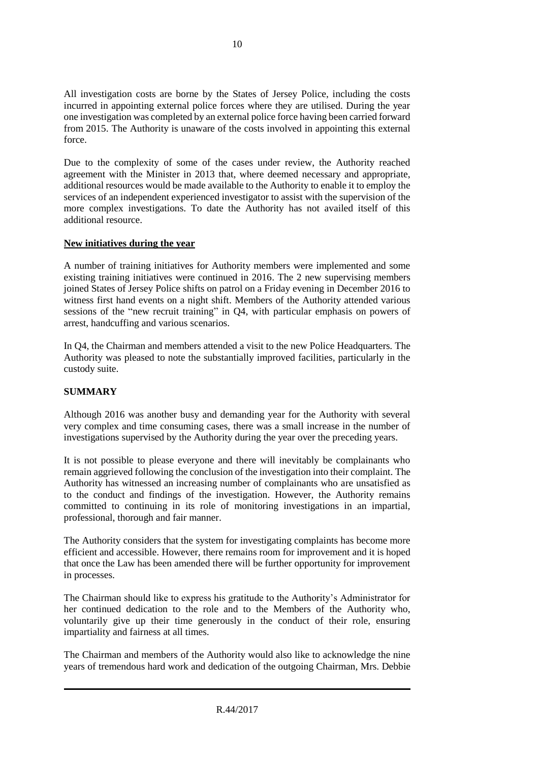All investigation costs are borne by the States of Jersey Police, including the costs incurred in appointing external police forces where they are utilised. During the year one investigation was completed by an external police force having been carried forward from 2015. The Authority is unaware of the costs involved in appointing this external force.

Due to the complexity of some of the cases under review, the Authority reached agreement with the Minister in 2013 that, where deemed necessary and appropriate, additional resources would be made available to the Authority to enable it to employ the services of an independent experienced investigator to assist with the supervision of the more complex investigations. To date the Authority has not availed itself of this additional resource.

**New initiatives during the year**

A number of training initiatives for Authority members were implemented and some existing training initiatives were continued in 2016. The 2 new supervising members joined States of Jersey Police shifts on patrol on a Friday evening in December 2016 to witness first hand events on a night shift. Members of the Authority attended various sessions of the "new recruit training" in Q4, with particular emphasis on powers of arrest, handcuffing and various scenarios.

In Q4, the Chairman and members attended a visit to the new Police Headquarters. The Authority was pleased to note the substantially improved facilities, particularly in the custody suite.

## SUMMARY

Although 2016 was another busy and demanding year for the Authority with several very complex and time consuming cases, there was a small increase in the number of investigations supervised by the Authority during the year over the preceding years.

It is not possible to please everyone and there will inevitably be complainants who remain aggrieved following the conclusion of the investigation into their complaint. The Authority has witnessed an increasing number of complainants who are unsatisfied as to the conduct and findings of the investigation. However, the Authority remains committed to continuing in its role of monitoring investigations in an impartial, professional, thorough and fair manner.

The Authority considers that the system for investigating complaints has become more efficient and accessible. However, there remains room for improvement and it is hoped that once the Law has been amended there will be further opportunity for improvement in processes.

The Chairman should like to express his gratitude to the Authority's Administrator for her continued dedication to the role and to the Members of the Authority who, voluntarily give up their time generously in the conduct of their role, ensuring impartiality and fairness at all times.

The Chairman and members of the Authority would also like to acknowledge the nine years of tremendous hard work and dedication of the outgoing Chairman, Mrs. Debbie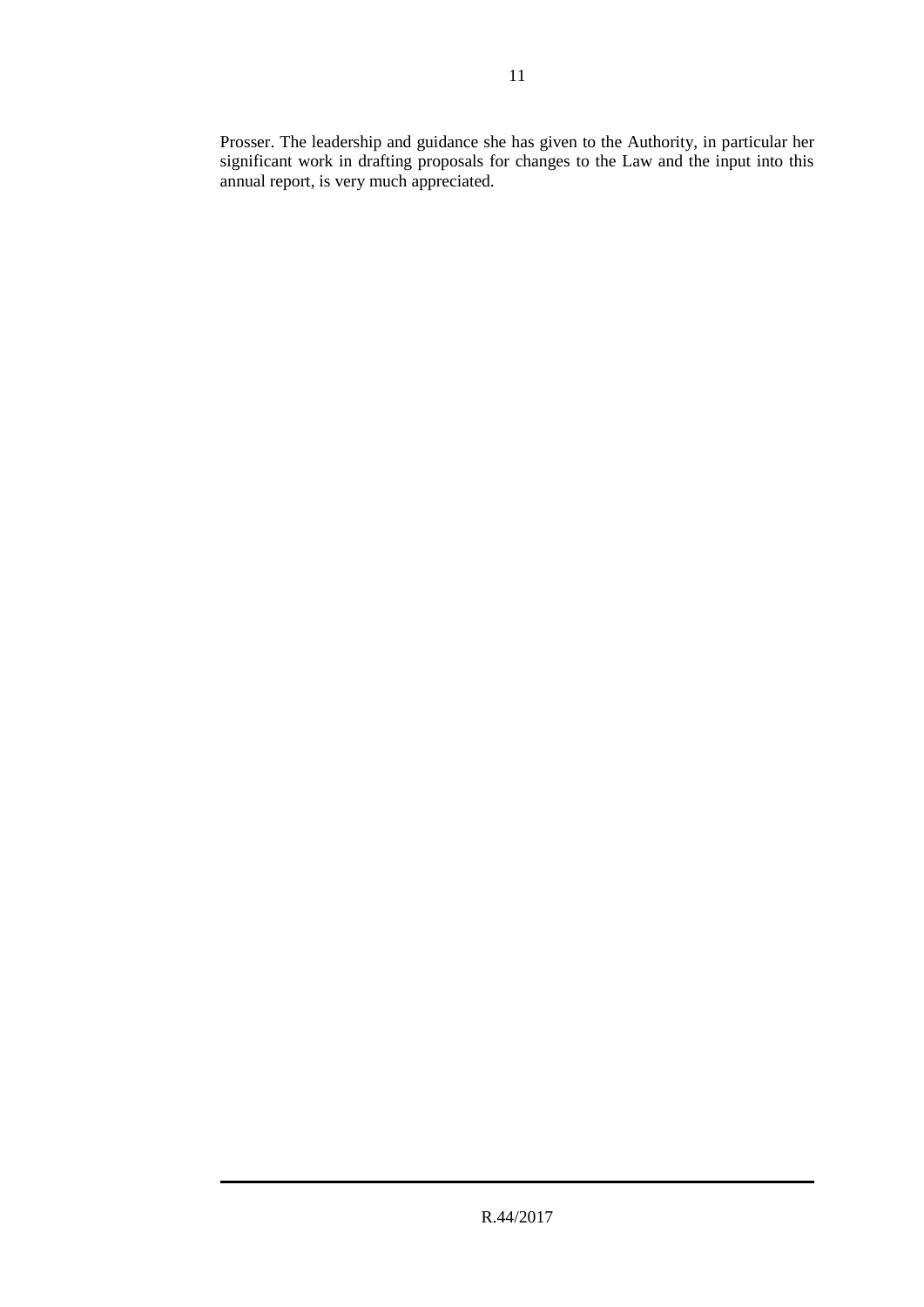Prosser. The leadership and guidance she has given to the Authority, in particular her significant work in drafting proposals for changes to the Law and the input into this annual report, is very much appreciated.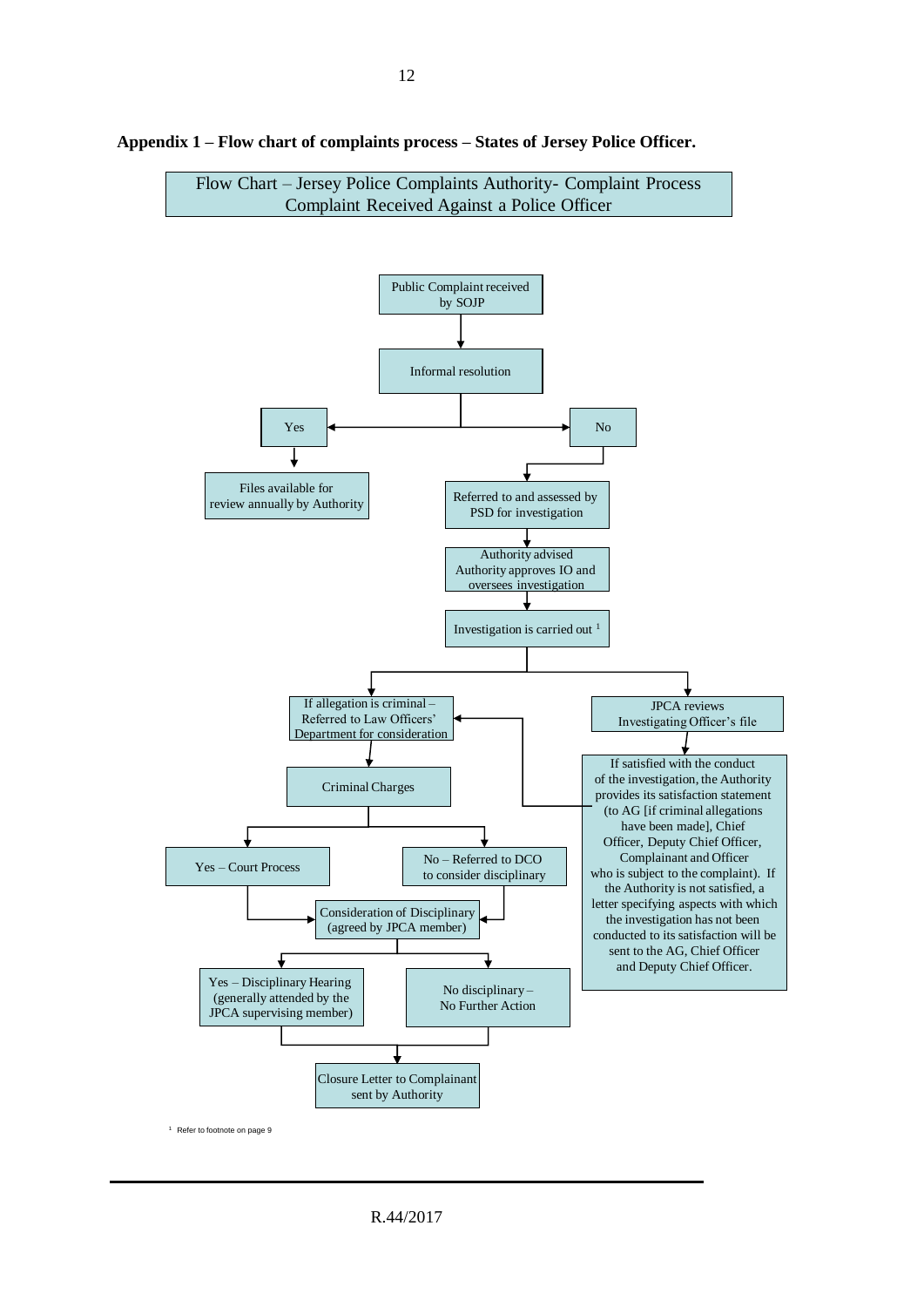**Appendix 1 – Flow chart of complaints process – States of Jersey Police Officer.**

Flow Chart – Jersey Police Complaints Authority- Complaint Process
Complaint Received Against a Police Officer

Public Complaint received by SOJP

Informal resolution

Yes

Files available for review annually by Authority

No

Referred to and assessed by PSD for investigation

Authority advised Authority approves IO and oversees investigation

Investigation is carried out [1]

If allegation is criminal – Referred to Law Officers' Department for consideration

JPCA reviews Investigating Officer's file

If satisfied with the conduct of the investigation, the Authority provides its satisfaction statement (to AG [if criminal allegations have been made], Chief Officer, Deputy Chief Officer, Complainant and Officer who is subject to the complaint). If the Authority is not satisfied, a letter specifying aspects with which the investigation has not been conducted to its satisfaction will be sent to the AG, Chief Officer and Deputy Chief Officer.

Criminal Charges

Yes – Court Process

No – Referred to DCO to consider disciplinary

Consideration of Disciplinary (agreed by JPCA member)

Yes – Disciplinary Hearing (generally attended by the JPCA supervising member)

No disciplinary – No Further Action

Closure Letter to Complainant sent by Authority

[1] Refer to footnote on page 9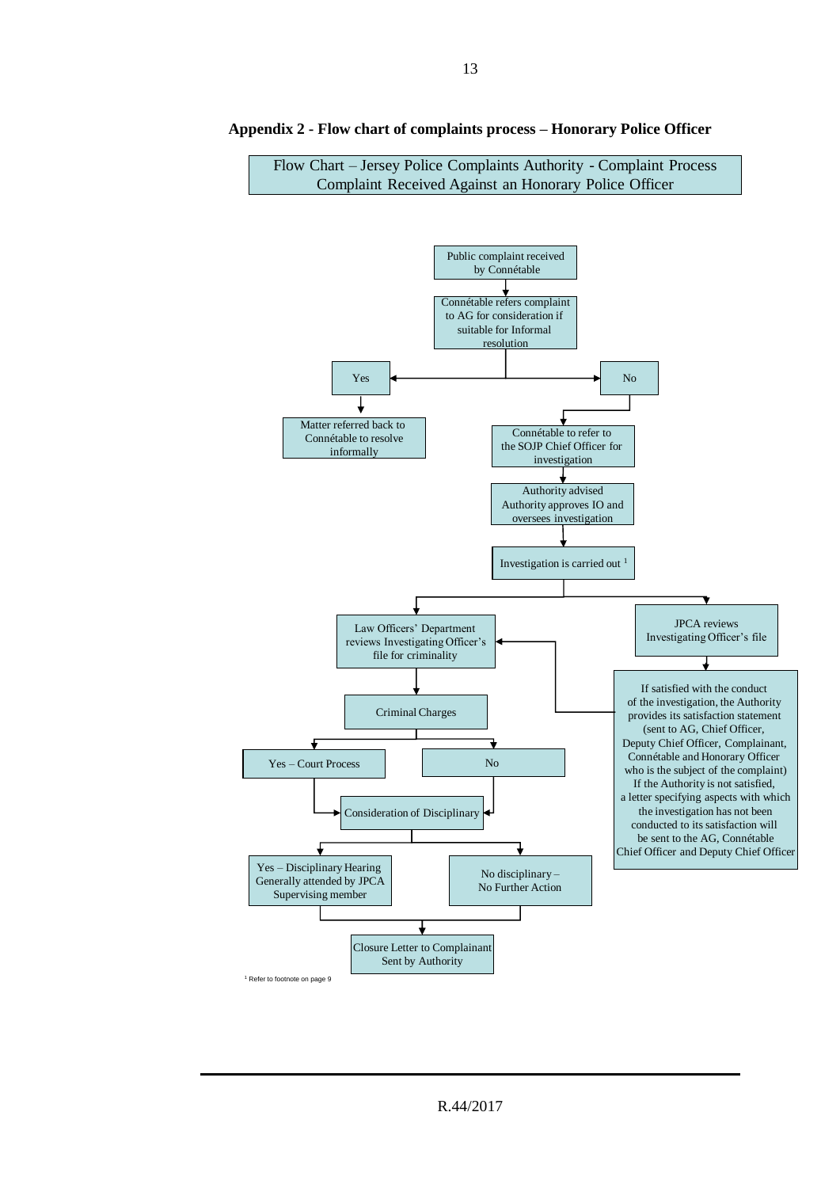**Appendix 2 - Flow chart of complaints process – Honorary Police Officer**

Flow Chart – Jersey Police Complaints Authority - Complaint Process
Complaint Received Against an Honorary Police Officer

Public complaint received by Connétable

Connétable refers complaint to AG for consideration if suitable for Informal resolution

Yes

No

Matter referred back to Connétable to resolve informally

Connétable to refer to the SOJP Chief Officer for investigation

Authority advised Authority approves IO and oversees investigation

Investigation is carried out [1]

Law Officers' Department reviews Investigating Officer's file for criminality

JPCA reviews Investigating Officer's file

If satisfied with the conduct of the investigation, the Authority provides its satisfaction statement (sent to AG, Chief Officer, Deputy Chief Officer, Complainant, Connétable and Honorary Officer who is the subject of the complaint) If the Authority is not satisfied, a letter specifying aspects with which the investigation has not been conducted to its satisfaction will be sent to the AG, Connétable Chief Officer and Deputy Chief Officer

Criminal Charges

Yes – Court Process

No

Consideration of Disciplinary

Yes – Disciplinary Hearing Generally attended by JPCA Supervising member

No disciplinary – No Further Action

Closure Letter to Complainant Sent by Authority

[1] Refer to footnote on page 9